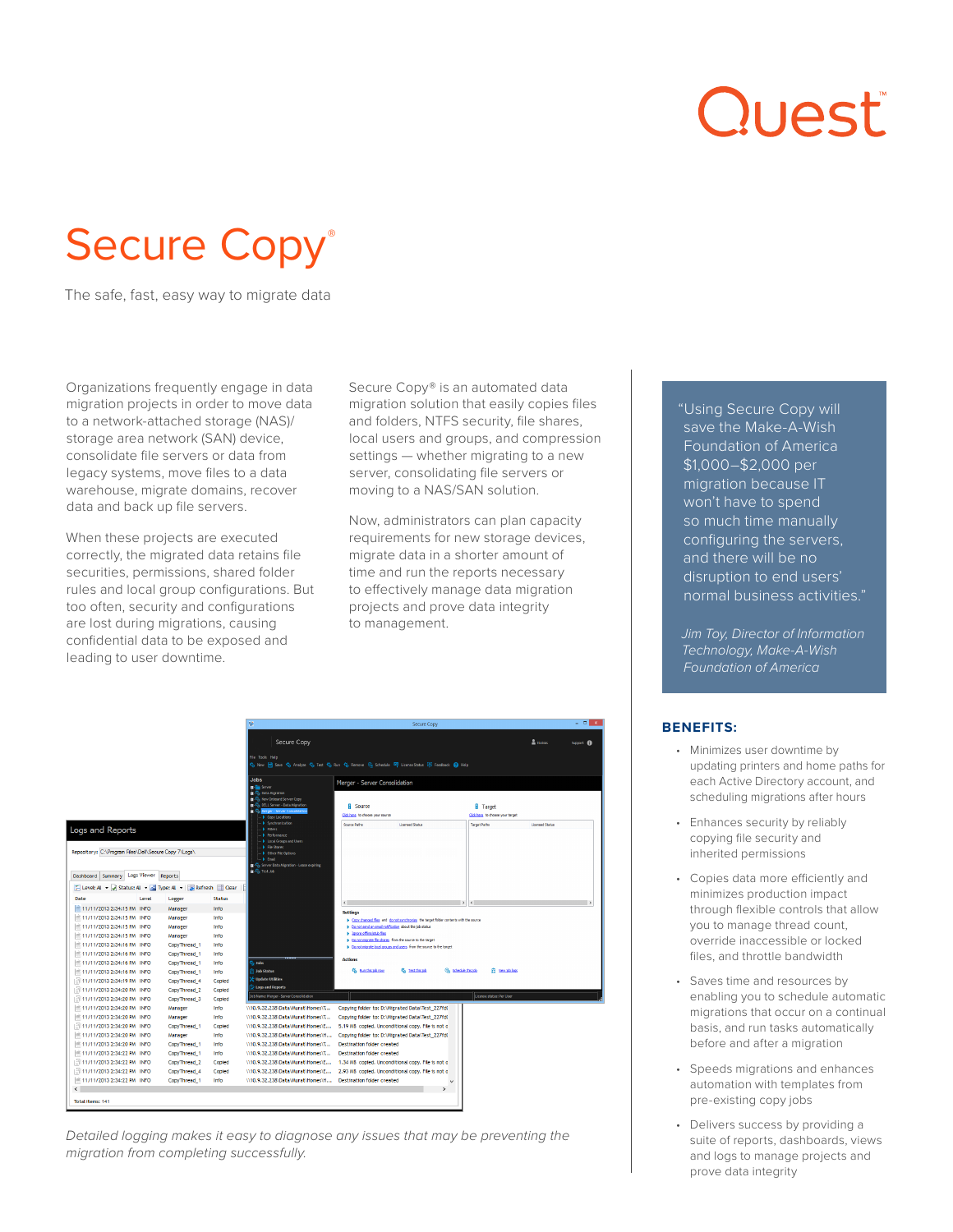Quest™

# Secure Copy®

The safe, fast, easy way to migrate data

Organizations frequently engage in data migration projects in order to move data to a network-attached storage (NAS)/ storage area network (SAN) device, consolidate file servers or data from legacy systems, move files to a data warehouse, migrate domains, recover data and back up file servers.

When these projects are executed correctly, the migrated data retains file securities, permissions, shared folder rules and local group configurations. But too often, security and configurations are lost during migrations, causing confidential data to be exposed and leading to user downtime.

Secure Copy® is an automated data migration solution that easily copies files and folders, NTFS security, file shares, local users and groups, and compression settings — whether migrating to a new server, consolidating file servers or moving to a NAS/SAN solution.

Now, administrators can plan capacity requirements for new storage devices, migrate data in a shorter amount of time and run the reports necessary to effectively manage data migration projects and prove data integrity to management.

> "Using Secure Copy will save the Make-A-Wish Foundation of America $1,000–$2,000 per migration because IT won't have to spend so much time manually configuring the servers, and there will be no disruption to end users' normal business activities."
>
> *Jim Toy, Director of Information Technology, Make-A-Wish Foundation of America*

*Detailed logging makes it easy to diagnose any issues that may be preventing the migration from completing successfully.*

## BENEFITS:

- Minimizes user downtime by updating printers and home paths for each Active Directory account, and scheduling migrations after hours
- Enhances security by reliably copying file security and inherited permissions
- Copies data more efficiently and minimizes production impact through flexible controls that allow you to manage thread count, override inaccessible or locked files, and throttle bandwidth
- Saves time and resources by enabling you to schedule automatic migrations that occur on a continual basis, and run tasks automatically before and after a migration
- Speeds migrations and enhances automation with templates from pre-existing copy jobs
- Delivers success by providing a suite of reports, dashboards, views and logs to manage projects and prove data integrity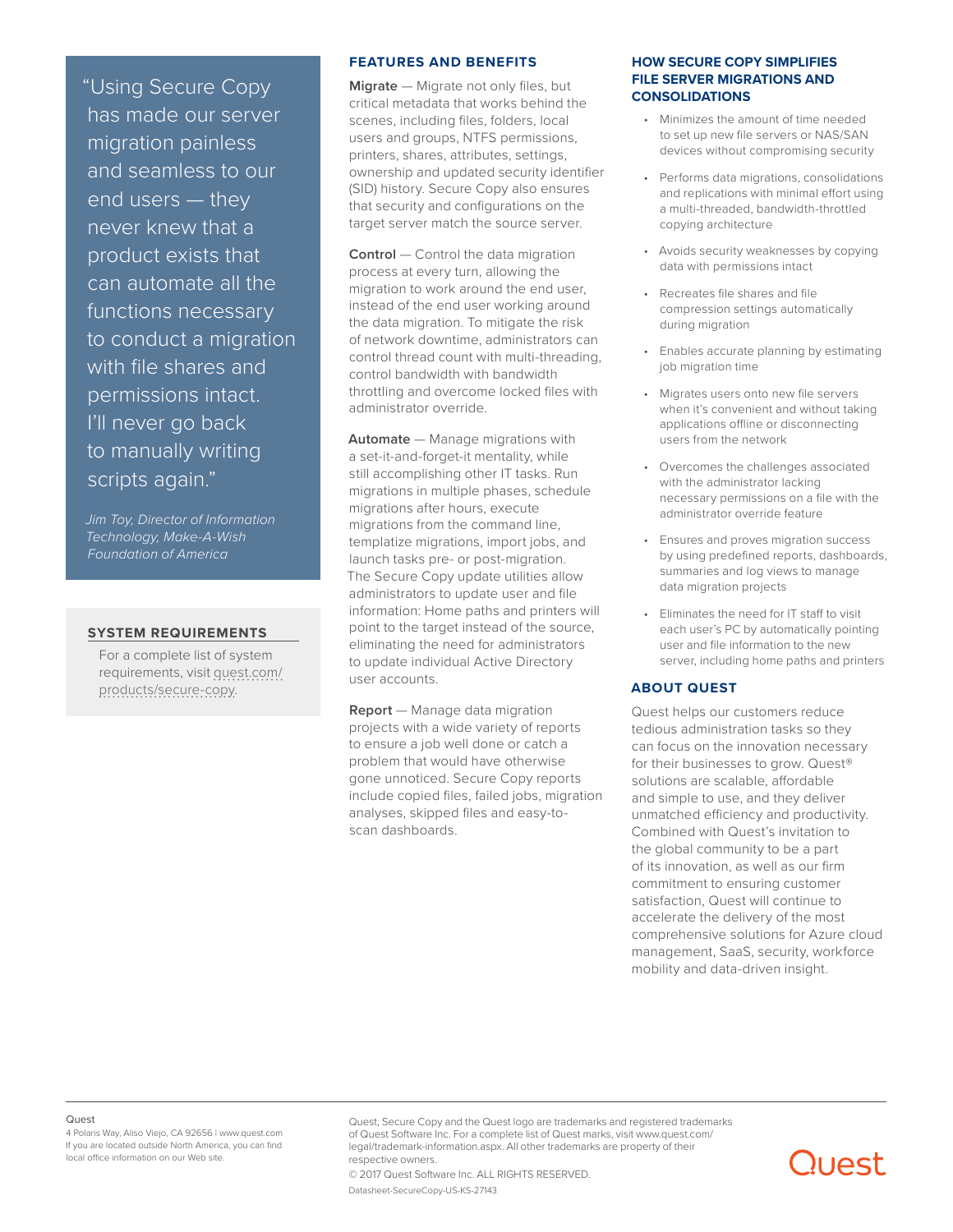> "Using Secure Copy has made our server migration painless and seamless to our end users — they never knew that a product exists that can automate all the functions necessary to conduct a migration with file shares and permissions intact. I'll never go back to manually writing scripts again."
>
> *Jim Toy, Director of Information Technology, Make-A-Wish Foundation of America*

## SYSTEM REQUIREMENTS

For a complete list of system requirements, visit quest.com/products/secure-copy.

## FEATURES AND BENEFITS

**Migrate** — Migrate not only files, but critical metadata that works behind the scenes, including files, folders, local users and groups, NTFS permissions, printers, shares, attributes, settings, ownership and updated security identifier (SID) history. Secure Copy also ensures that security and configurations on the target server match the source server.

**Control** — Control the data migration process at every turn, allowing the migration to work around the end user, instead of the end user working around the data migration. To mitigate the risk of network downtime, administrators can control thread count with multi-threading, control bandwidth with bandwidth throttling and overcome locked files with administrator override.

**Automate** — Manage migrations with a set-it-and-forget-it mentality, while still accomplishing other IT tasks. Run migrations in multiple phases, schedule migrations after hours, execute migrations from the command line, templatize migrations, import jobs, and launch tasks pre- or post-migration. The Secure Copy update utilities allow administrators to update user and file information: Home paths and printers will point to the target instead of the source, eliminating the need for administrators to update individual Active Directory user accounts.

**Report** — Manage data migration projects with a wide variety of reports to ensure a job well done or catch a problem that would have otherwise gone unnoticed. Secure Copy reports include copied files, failed jobs, migration analyses, skipped files and easy-to-scan dashboards.

## HOW SECURE COPY SIMPLIFIES FILE SERVER MIGRATIONS AND CONSOLIDATIONS

- Minimizes the amount of time needed to set up new file servers or NAS/SAN devices without compromising security
- Performs data migrations, consolidations and replications with minimal effort using a multi-threaded, bandwidth-throttled copying architecture
- Avoids security weaknesses by copying data with permissions intact
- Recreates file shares and file compression settings automatically during migration
- Enables accurate planning by estimating job migration time
- Migrates users onto new file servers when it's convenient and without taking applications offline or disconnecting users from the network
- Overcomes the challenges associated with the administrator lacking necessary permissions on a file with the administrator override feature
- Ensures and proves migration success by using predefined reports, dashboards, summaries and log views to manage data migration projects
- Eliminates the need for IT staff to visit each user's PC by automatically pointing user and file information to the new server, including home paths and printers

## ABOUT QUEST

Quest helps our customers reduce tedious administration tasks so they can focus on the innovation necessary for their businesses to grow. Quest® solutions are scalable, affordable and simple to use, and they deliver unmatched efficiency and productivity. Combined with Quest's invitation to the global community to be a part of its innovation, as well as our firm commitment to ensuring customer satisfaction, Quest will continue to accelerate the delivery of the most comprehensive solutions for Azure cloud management, SaaS, security, workforce mobility and data-driven insight.

---

Quest
4 Polaris Way, Aliso Viejo, CA 92656 | www.quest.com
If you are located outside North America, you can find local office information on our Web site.

Quest, Secure Copy and the Quest logo are trademarks and registered trademarks of Quest Software Inc. For a complete list of Quest marks, visit www.quest.com/legal/trademark-information.aspx. All other trademarks are property of their respective owners.

© 2017 Quest Software Inc. ALL RIGHTS RESERVED.

Datasheet-SecureCopy-US-KS-27143

Quest